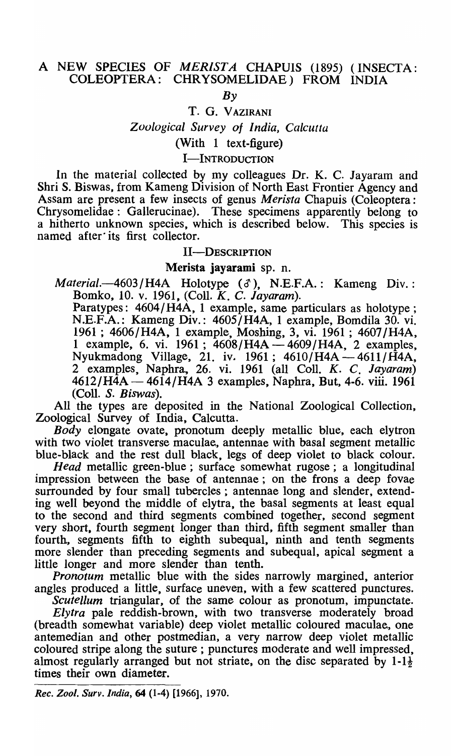# A NEW SPECIES OF *MERISTA* CHAPUIS (1895) (INSECTA: COLEOPTERA: CHRYSOMELIDAE) FROM INDIA

*By*

T. G. VAZIRANI

*Zoological Survey of India, Calcutta*

(With 1 text-figure)

## I—INTRODUCTION

In the material collected by my colleagues Dr. K. C. Jayaram and Shri S. Biswas, from Kameng Division of North East Frontier Agency and Assam are present a few insects of genus *Merista* Chapuis (Coleoptera: Chrysomelidae: Galerucinae). These specimens apparently belong to a hitherto unknown species, which is described below. This species is named after its first collector.

## II—DESCRIPTION

### Merista jayarami sp. n.

*Material.*—4603/H4A Holotype (♂), N.E.F.A.: Kameng Div.: Bomko, 10. v. 1961, (Coll. *K. C. Jayaram*).

Paratypes: 4604/H4A, 1 example, same particulars as holotype; N.E.F.A.: Kameng Div.: 4605/H4A, 1 example, Bomdila 30. vi. 1961; 4606/H4A, 1 example, Moshing, 3, vi. 1961; 4607/H4A, 1 example, 6. vi. 1961; 4608/H4A — 4609/H4A, 2 examples, Nyukmadong Village, 21. iv. 1961; 4610/H4A — 4611/H4A, 2 examples, Naphra, 26. vi. 1961 (all Coll. *K. C. Jayaram*) 4612/H4A — 4614/H4A 3 examples, Naphra, But, 4-6. viii. 1961 (Coll. *S. Biswas*).

All the types are deposited in the National Zoological Collection, Zoological Survey of India, Calcutta.

*Body* elongate ovate, pronotum deeply metallic blue, each elytron with two violet transverse maculae, antennae with basal segment metallic blue-black and the rest dull black, legs of deep violet to black colour.

*Head* metallic green-blue; surface somewhat rugose; a longitudinal impression between the base of antennae; on the frons a deep fovae surrounded by four small tubercles; antennae long and slender, extending well beyond the middle of elytra, the basal segments at least equal to the second and third segments combined together, second segment very short, fourth segment longer than third, fifth segment smaller than fourth, segments fifth to eighth subequal, ninth and tenth segments more slender than preceding segments and subequal, apical segment a little longer and more slender than tenth.

*Pronotum* metallic blue with the sides narrowly margined, anterior angles produced a little, surface uneven, with a few scattered punctures.

*Scutellum* triangular, of the same colour as pronotum, impunctate.

*Elytra* pale reddish-brown, with two transverse moderately broad (breadth somewhat variable) deep violet metallic coloured maculae, one antemedian and other postmedian, a very narrow deep violet metallic coloured stripe along the suture; punctures moderate and well impressed, almost regularly arranged but not striate, on the disc separated by 1-1½ times their own diameter.

*Rec. Zool. Surv. India*, **64** (1-4) [1966], 1970.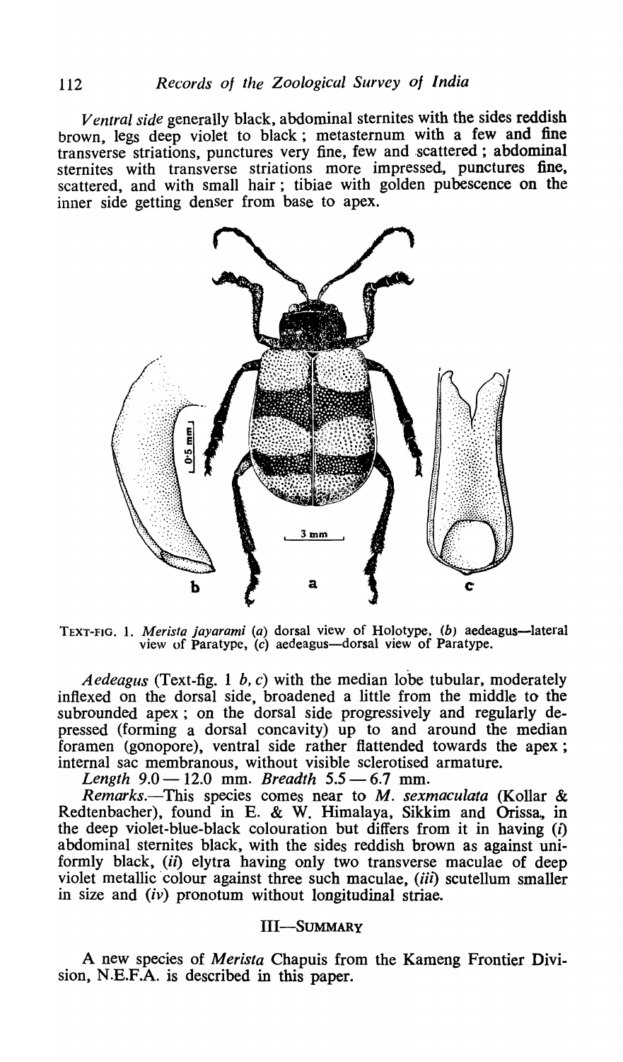*Ventral side* generally black, abdominal sternites with the sides reddish brown, legs deep violet to black; metasternum with a few and fine transverse striations, punctures very fine, few and scattered; abdominal sternites with transverse striations more impressed, punctures fine, scattered, and with small hair; tibiae with golden pubescence on the inner side getting denser from base to apex.

0·5 mm

3 mm

b a c

TEXT-FIG. 1. *Merista jayarami* (*a*) dorsal view of Holotype, (*b*) aedeagus—lateral view of Paratype, (*c*) aedeagus—dorsal view of Paratype.

*Aedeagus* (Text-fig. 1 *b, c*) with the median lobe tubular, moderately inflexed on the dorsal side, broadened a little from the middle to the subrounded apex; on the dorsal side progressively and regularly depressed (forming a dorsal concavity) up to and around the median foramen (gonopore), ventral side rather flattended towards the apex; internal sac membranous, without visible sclerotised armature.

*Length* 9.0 — 12.0 mm. *Breadth* 5.5 — 6.7 mm.

*Remarks*.—This species comes near to *M. sexmaculata* (Kollar & Redtenbacher), found in E. & W. Himalaya, Sikkim and Orissa, in the deep violet-blue-black colouration but differs from it in having (*i*) abdominal sternites black, with the sides reddish brown as against uniformly black, (*ii*) elytra having only two transverse maculae of deep violet metallic colour against three such maculae, (*iii*) scutellum smaller in size and (*iv*) pronotum without longitudinal striae.

## III—SUMMARY

A new species of *Merista* Chapuis from the Kameng Frontier Division, N.E.F.A. is described in this paper.